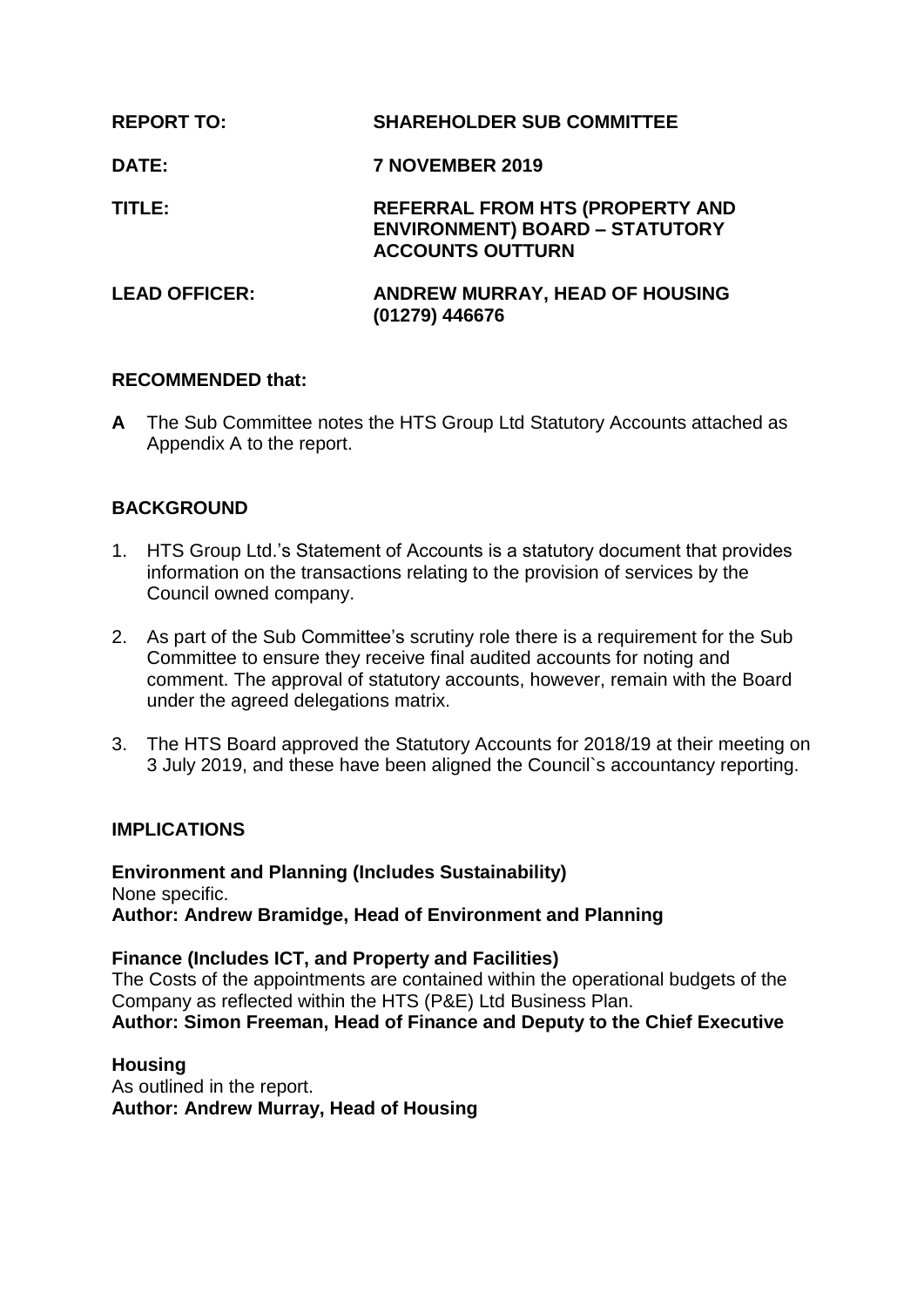| | |
|---|---|
| **REPORT TO:** | **SHAREHOLDER SUB COMMITTEE** |
| **DATE:** | **7 NOVEMBER 2019** |
| **TITLE:** | **REFERRAL FROM HTS (PROPERTY AND ENVIRONMENT) BOARD – STATUTORY ACCOUNTS OUTTURN** |
| **LEAD OFFICER:** | **ANDREW MURRAY, HEAD OF HOUSING (01279) 446676** |

**RECOMMENDED that:**

**A** The Sub Committee notes the HTS Group Ltd Statutory Accounts attached as Appendix A to the report.

## BACKGROUND

1. HTS Group Ltd.'s Statement of Accounts is a statutory document that provides information on the transactions relating to the provision of services by the Council owned company.

2. As part of the Sub Committee's scrutiny role there is a requirement for the Sub Committee to ensure they receive final audited accounts for noting and comment. The approval of statutory accounts, however, remain with the Board under the agreed delegations matrix.

3. The HTS Board approved the Statutory Accounts for 2018/19 at their meeting on 3 July 2019, and these have been aligned the Council`s accountancy reporting.

## IMPLICATIONS

**Environment and Planning (Includes Sustainability)**
None specific.
**Author: Andrew Bramidge, Head of Environment and Planning**

**Finance (Includes ICT, and Property and Facilities)**
The Costs of the appointments are contained within the operational budgets of the Company as reflected within the HTS (P&E) Ltd Business Plan.
**Author: Simon Freeman, Head of Finance and Deputy to the Chief Executive**

**Housing**
As outlined in the report.
**Author: Andrew Murray, Head of Housing**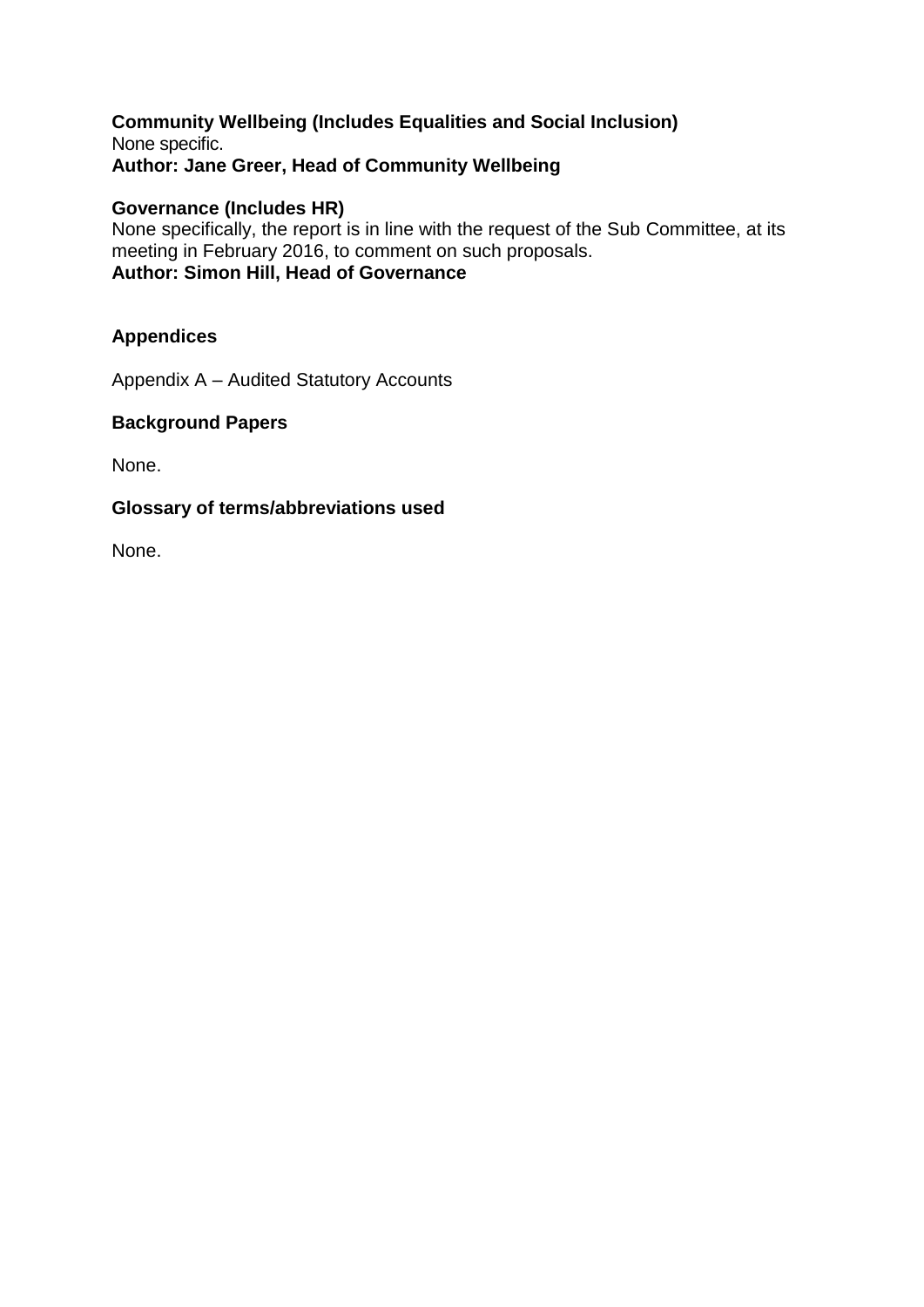**Community Wellbeing (Includes Equalities and Social Inclusion)**
None specific.
**Author: Jane Greer, Head of Community Wellbeing**

**Governance (Includes HR)**
None specifically, the report is in line with the request of the Sub Committee, at its meeting in February 2016, to comment on such proposals.
**Author: Simon Hill, Head of Governance**

## Appendices

Appendix A – Audited Statutory Accounts

## Background Papers

None.

## Glossary of terms/abbreviations used

None.